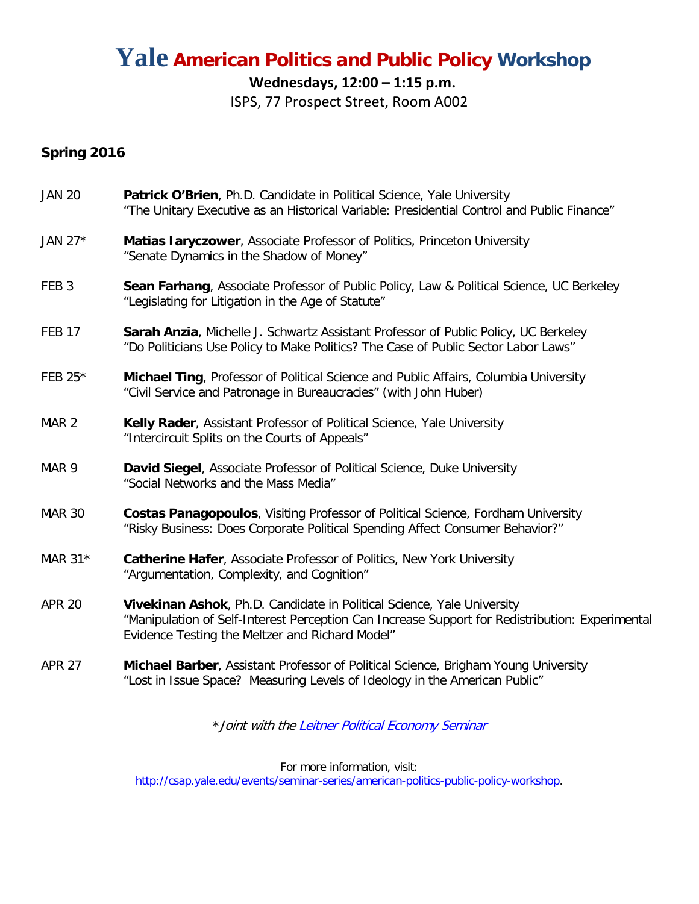# Yale American Politics and Public Policy Workshop

**Wednesdays, 12:00 – 1:15 p.m.**

ISPS, 77 Prospect Street, Room A002

## Spring 2016

JAN 20 **Patrick O'Brien**, Ph.D. Candidate in Political Science, Yale University
"The Unitary Executive as an Historical Variable: Presidential Control and Public Finance"

JAN 27* **Matias Iaryczower**, Associate Professor of Politics, Princeton University
"Senate Dynamics in the Shadow of Money"

FEB 3 **Sean Farhang**, Associate Professor of Public Policy, Law & Political Science, UC Berkeley
"Legislating for Litigation in the Age of Statute"

FEB 17 **Sarah Anzia**, Michelle J. Schwartz Assistant Professor of Public Policy, UC Berkeley
"Do Politicians Use Policy to Make Politics? The Case of Public Sector Labor Laws"

FEB 25* **Michael Ting**, Professor of Political Science and Public Affairs, Columbia University
"Civil Service and Patronage in Bureaucracies" (with John Huber)

MAR 2 **Kelly Rader**, Assistant Professor of Political Science, Yale University
"Intercircuit Splits on the Courts of Appeals"

MAR 9 **David Siegel**, Associate Professor of Political Science, Duke University
"Social Networks and the Mass Media"

MAR 30 **Costas Panagopoulos**, Visiting Professor of Political Science, Fordham University
"Risky Business: Does Corporate Political Spending Affect Consumer Behavior?"

MAR 31* **Catherine Hafer**, Associate Professor of Politics, New York University
"Argumentation, Complexity, and Cognition"

APR 20 **Vivekinan Ashok**, Ph.D. Candidate in Political Science, Yale University
"Manipulation of Self-Interest Perception Can Increase Support for Redistribution: Experimental Evidence Testing the Meltzer and Richard Model"

APR 27 **Michael Barber**, Assistant Professor of Political Science, Brigham Young University
"Lost in Issue Space? Measuring Levels of Ideology in the American Public"

*\* Joint with the [Leitner Political Economy Seminar]*

For more information, visit:
http://csap.yale.edu/events/seminar-series/american-politics-public-policy-workshop.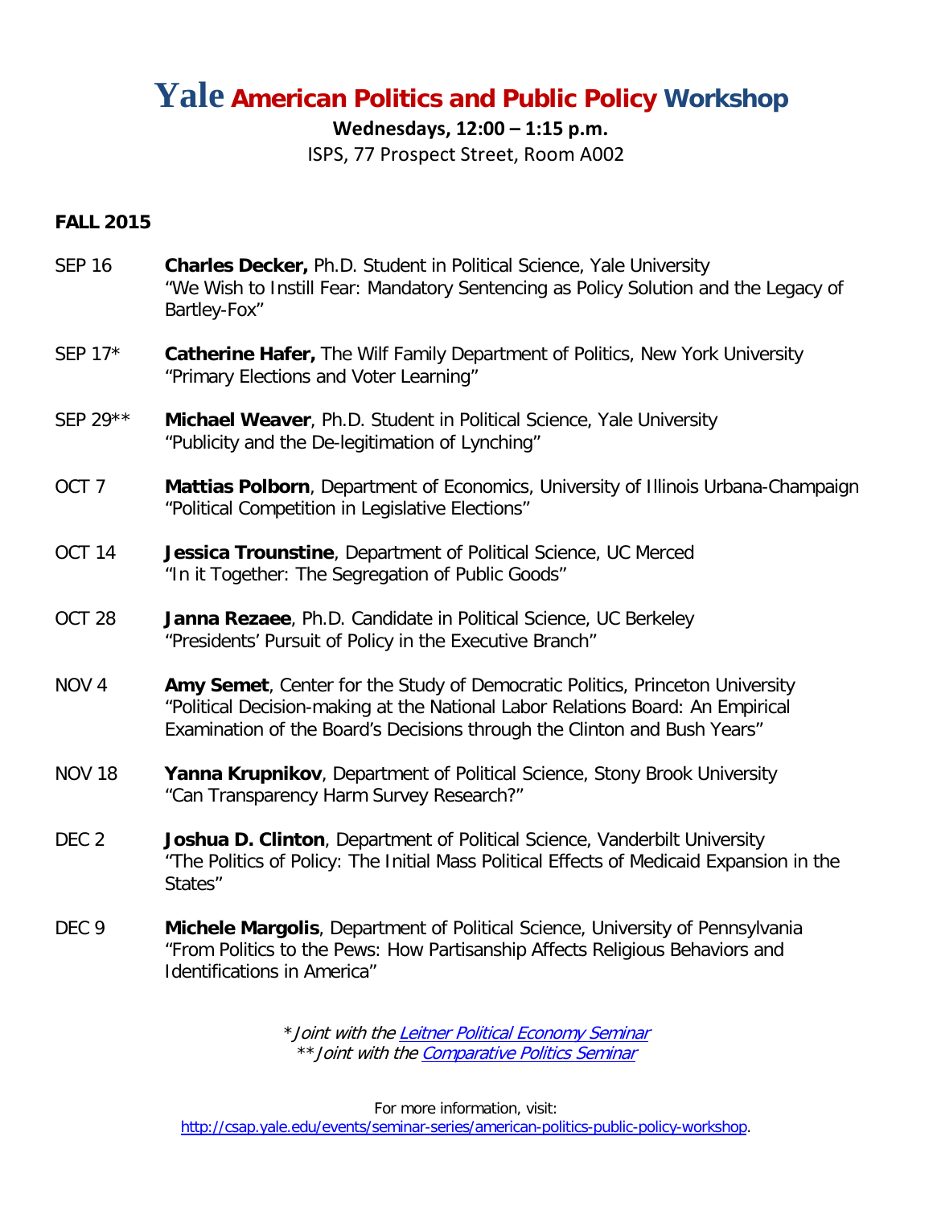# Yale American Politics and Public Policy Workshop

**Wednesdays, 12:00 – 1:15 p.m.**

ISPS, 77 Prospect Street, Room A002

## FALL 2015

SEP 16 **Charles Decker,** Ph.D. Student in Political Science, Yale University
"We Wish to Instill Fear: Mandatory Sentencing as Policy Solution and the Legacy of Bartley-Fox"

SEP 17* **Catherine Hafer,** The Wilf Family Department of Politics, New York University
"Primary Elections and Voter Learning"

SEP 29** **Michael Weaver**, Ph.D. Student in Political Science, Yale University
"Publicity and the De-legitimation of Lynching"

OCT 7 **Mattias Polborn**, Department of Economics, University of Illinois Urbana-Champaign
"Political Competition in Legislative Elections"

OCT 14 **Jessica Trounstine**, Department of Political Science, UC Merced
"In it Together: The Segregation of Public Goods"

OCT 28 **Janna Rezaee**, Ph.D. Candidate in Political Science, UC Berkeley
"Presidents' Pursuit of Policy in the Executive Branch"

NOV 4 **Amy Semet**, Center for the Study of Democratic Politics, Princeton University
"Political Decision-making at the National Labor Relations Board: An Empirical Examination of the Board's Decisions through the Clinton and Bush Years"

NOV 18 **Yanna Krupnikov**, Department of Political Science, Stony Brook University
"Can Transparency Harm Survey Research?"

DEC 2 **Joshua D. Clinton**, Department of Political Science, Vanderbilt University
"The Politics of Policy: The Initial Mass Political Effects of Medicaid Expansion in the States"

DEC 9 **Michele Margolis**, Department of Political Science, University of Pennsylvania
"From Politics to the Pews: How Partisanship Affects Religious Behaviors and Identifications in America"

*\* Joint with the Leitner Political Economy Seminar*
*\*\* Joint with the Comparative Politics Seminar*

For more information, visit:
http://csap.yale.edu/events/seminar-series/american-politics-public-policy-workshop.